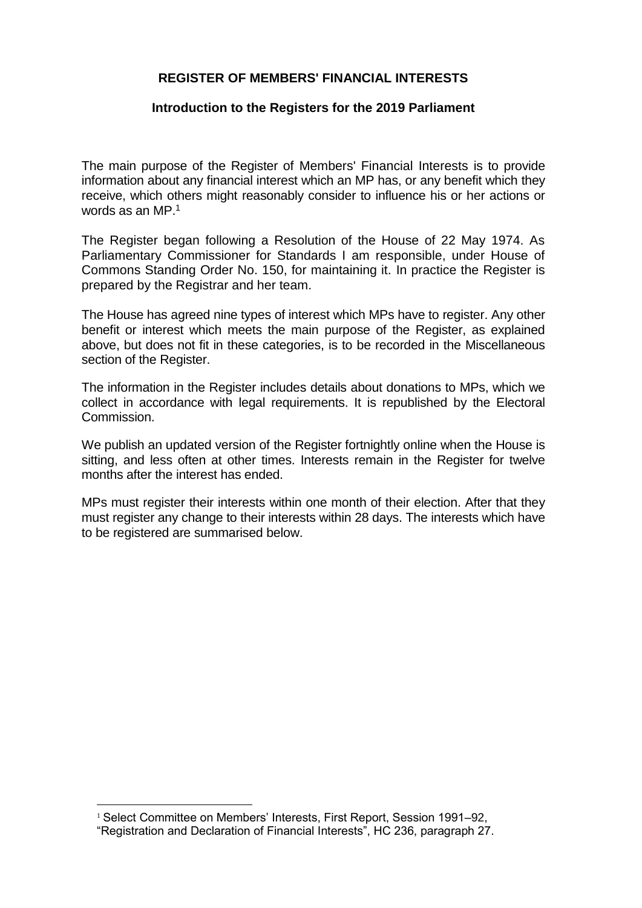# REGISTER OF MEMBERS' FINANCIAL INTERESTS

## Introduction to the Registers for the 2019 Parliament

The main purpose of the Register of Members' Financial Interests is to provide information about any financial interest which an MP has, or any benefit which they receive, which others might reasonably consider to influence his or her actions or words as an MP.[1]

The Register began following a Resolution of the House of 22 May 1974. As Parliamentary Commissioner for Standards I am responsible, under House of Commons Standing Order No. 150, for maintaining it. In practice the Register is prepared by the Registrar and her team.

The House has agreed nine types of interest which MPs have to register. Any other benefit or interest which meets the main purpose of the Register, as explained above, but does not fit in these categories, is to be recorded in the Miscellaneous section of the Register.

The information in the Register includes details about donations to MPs, which we collect in accordance with legal requirements. It is republished by the Electoral Commission.

We publish an updated version of the Register fortnightly online when the House is sitting, and less often at other times. Interests remain in the Register for twelve months after the interest has ended.

MPs must register their interests within one month of their election. After that they must register any change to their interests within 28 days. The interests which have to be registered are summarised below.

---

[1] Select Committee on Members' Interests, First Report, Session 1991–92, "Registration and Declaration of Financial Interests", HC 236, paragraph 27.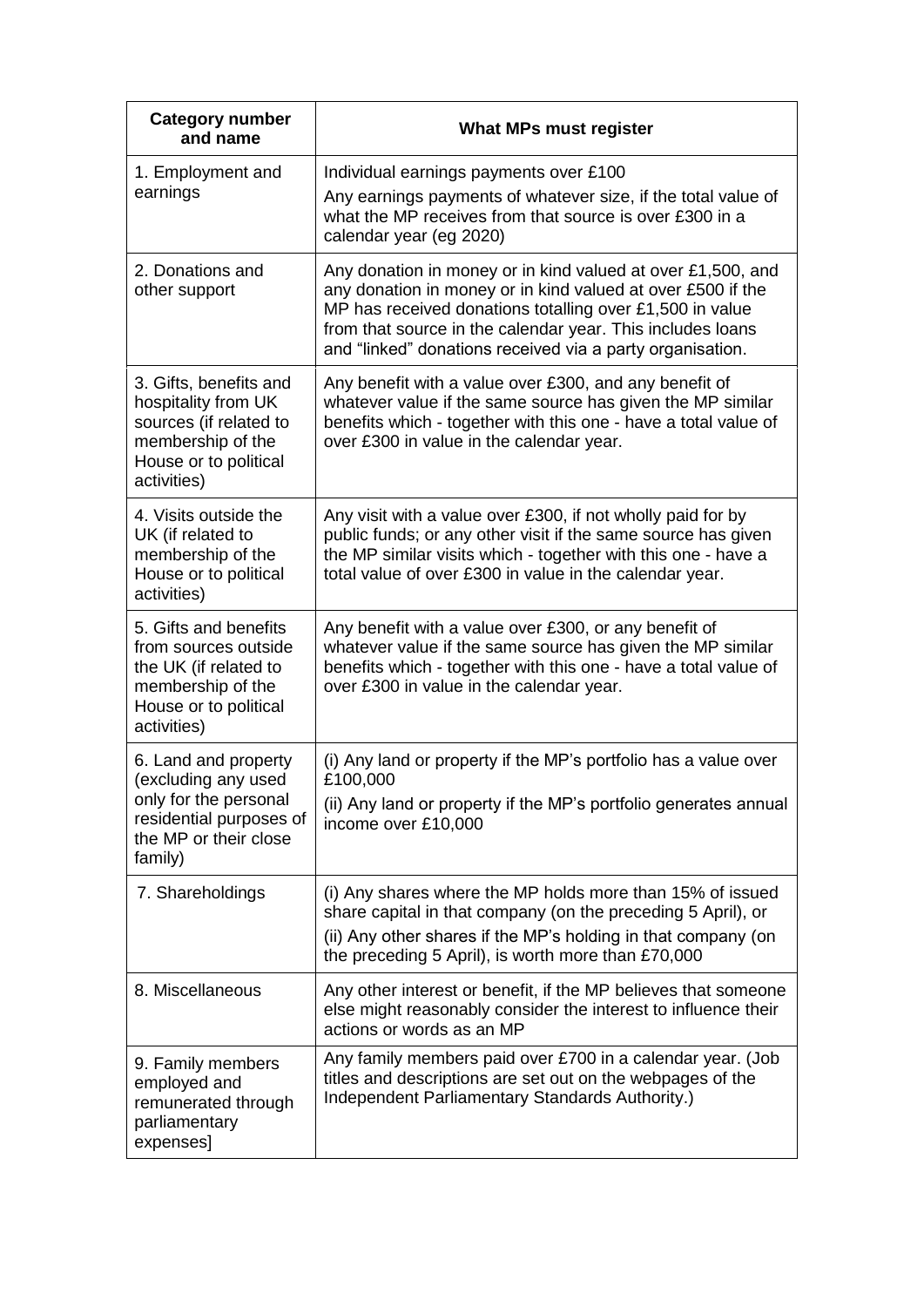| Category number and name | What MPs must register |
| --- | --- |
| 1. Employment and earnings | Individual earnings payments over £100<br>Any earnings payments of whatever size, if the total value of what the MP receives from that source is over £300 in a calendar year (eg 2020) |
| 2. Donations and other support | Any donation in money or in kind valued at over £1,500, and any donation in money or in kind valued at over £500 if the MP has received donations totalling over £1,500 in value from that source in the calendar year. This includes loans and "linked" donations received via a party organisation. |
| 3. Gifts, benefits and hospitality from UK sources (if related to membership of the House or to political activities) | Any benefit with a value over £300, and any benefit of whatever value if the same source has given the MP similar benefits which - together with this one - have a total value of over £300 in value in the calendar year. |
| 4. Visits outside the UK (if related to membership of the House or to political activities) | Any visit with a value over £300, if not wholly paid for by public funds; or any other visit if the same source has given the MP similar visits which - together with this one - have a total value of over £300 in value in the calendar year. |
| 5. Gifts and benefits from sources outside the UK (if related to membership of the House or to political activities) | Any benefit with a value over £300, or any benefit of whatever value if the same source has given the MP similar benefits which - together with this one - have a total value of over £300 in value in the calendar year. |
| 6. Land and property (excluding any used only for the personal residential purposes of the MP or their close family) | (i) Any land or property if the MP's portfolio has a value over £100,000<br>(ii) Any land or property if the MP's portfolio generates annual income over £10,000 |
| 7. Shareholdings | (i) Any shares where the MP holds more than 15% of issued share capital in that company (on the preceding 5 April), or<br>(ii) Any other shares if the MP's holding in that company (on the preceding 5 April), is worth more than £70,000 |
| 8. Miscellaneous | Any other interest or benefit, if the MP believes that someone else might reasonably consider the interest to influence their actions or words as an MP |
| 9. Family members employed and remunerated through parliamentary expenses] | Any family members paid over £700 in a calendar year. (Job titles and descriptions are set out on the webpages of the Independent Parliamentary Standards Authority.) |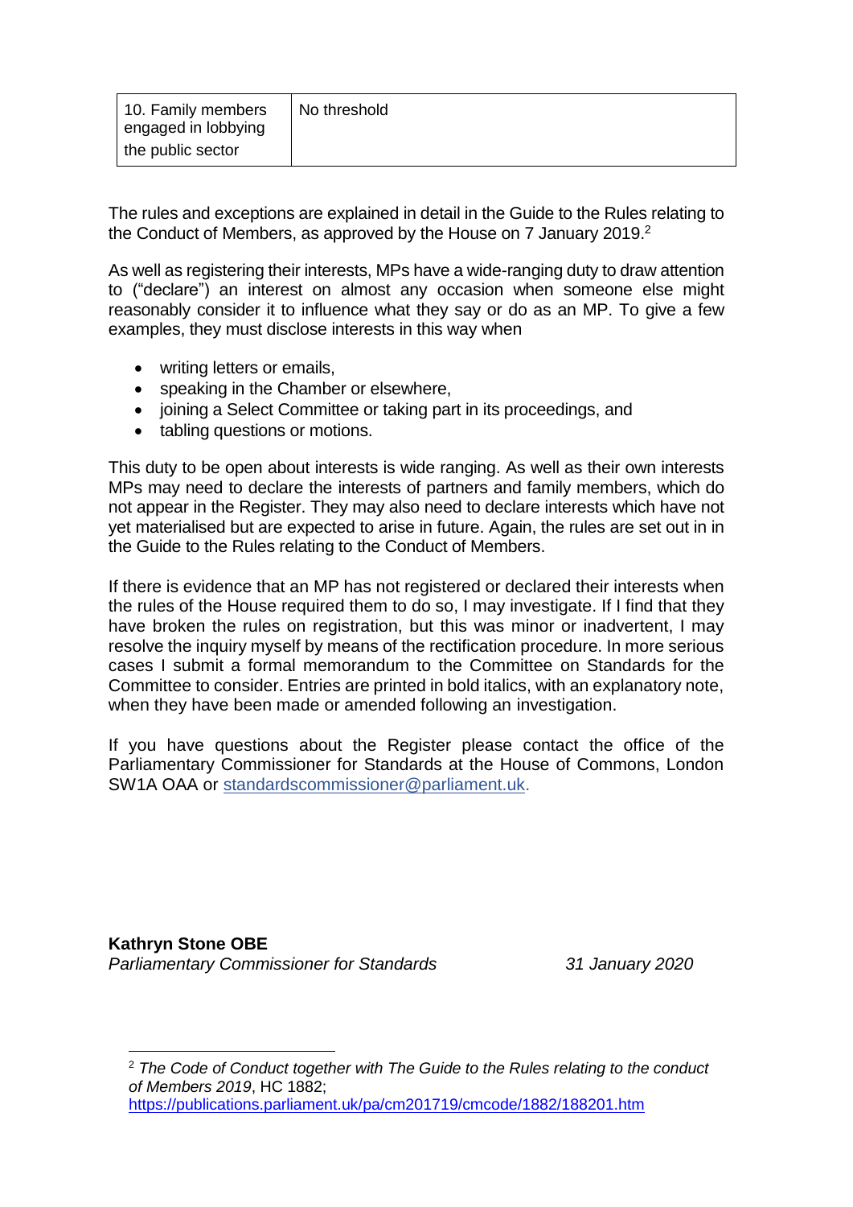| | |
|---|---|
| 10. Family members engaged in lobbying the public sector | No threshold |

The rules and exceptions are explained in detail in the Guide to the Rules relating to the Conduct of Members, as approved by the House on 7 January 2019.[2]

As well as registering their interests, MPs have a wide-ranging duty to draw attention to ("declare") an interest on almost any occasion when someone else might reasonably consider it to influence what they say or do as an MP. To give a few examples, they must disclose interests in this way when

- writing letters or emails,
- speaking in the Chamber or elsewhere,
- joining a Select Committee or taking part in its proceedings, and
- tabling questions or motions.

This duty to be open about interests is wide ranging. As well as their own interests MPs may need to declare the interests of partners and family members, which do not appear in the Register. They may also need to declare interests which have not yet materialised but are expected to arise in future. Again, the rules are set out in in the Guide to the Rules relating to the Conduct of Members.

If there is evidence that an MP has not registered or declared their interests when the rules of the House required them to do so, I may investigate. If I find that they have broken the rules on registration, but this was minor or inadvertent, I may resolve the inquiry myself by means of the rectification procedure. In more serious cases I submit a formal memorandum to the Committee on Standards for the Committee to consider. Entries are printed in bold italics, with an explanatory note, when they have been made or amended following an investigation.

If you have questions about the Register please contact the office of the Parliamentary Commissioner for Standards at the House of Commons, London SW1A OAA or standardscommissioner@parliament.uk.

**Kathryn Stone OBE**
*Parliamentary Commissioner for Standards* *31 January 2020*

[2] *The Code of Conduct together with The Guide to the Rules relating to the conduct of Members 2019*, HC 1882; https://publications.parliament.uk/pa/cm201719/cmcode/1882/188201.htm